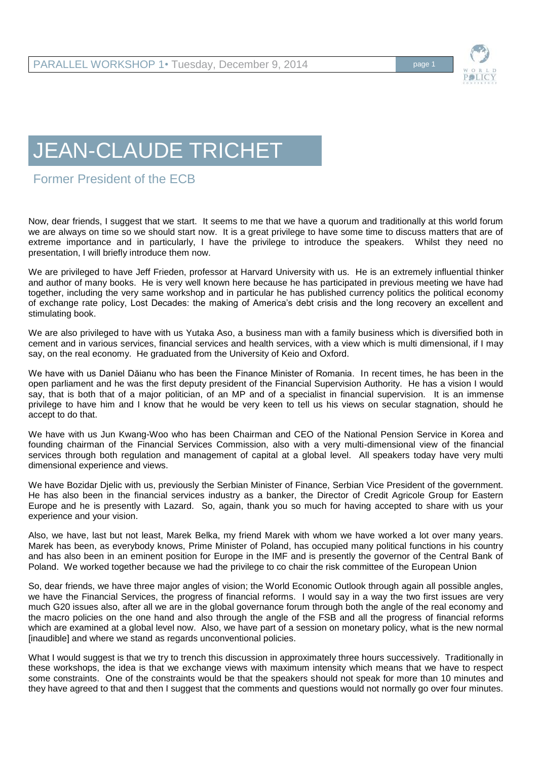# JEAN-CLAUDE TRICHET

## Former President of the ECB

Now, dear friends, I suggest that we start. It seems to me that we have a quorum and traditionally at this world forum we are always on time so we should start now. It is a great privilege to have some time to discuss matters that are of extreme importance and in particularly, I have the privilege to introduce the speakers. Whilst they need no presentation, I will briefly introduce them now.

We are privileged to have Jeff Frieden, professor at Harvard University with us. He is an extremely influential thinker and author of many books. He is very well known here because he has participated in previous meeting we have had together, including the very same workshop and in particular he has published currency politics the political economy of exchange rate policy, Lost Decades: the making of America's debt crisis and the long recovery an excellent and stimulating book.

We are also privileged to have with us Yutaka Aso, a business man with a family business which is diversified both in cement and in various services, financial services and health services, with a view which is multi dimensional, if I may say, on the real economy. He graduated from the University of Keio and Oxford.

We have with us Daniel Dăianu who has been the Finance Minister of Romania. In recent times, he has been in the open parliament and he was the first deputy president of the Financial Supervision Authority. He has a vision I would say, that is both that of a major politician, of an MP and of a specialist in financial supervision. It is an immense privilege to have him and I know that he would be very keen to tell us his views on secular stagnation, should he accept to do that.

We have with us Jun Kwang-Woo who has been Chairman and CEO of the National Pension Service in Korea and founding chairman of the Financial Services Commission, also with a very multi-dimensional view of the financial services through both regulation and management of capital at a global level. All speakers today have very multi dimensional experience and views.

We have Bozidar Djelic with us, previously the Serbian Minister of Finance, Serbian Vice President of the government. He has also been in the financial services industry as a banker, the Director of Credit Agricole Group for Eastern Europe and he is presently with Lazard. So, again, thank you so much for having accepted to share with us your experience and your vision.

Also, we have, last but not least, Marek Belka, my friend Marek with whom we have worked a lot over many years. Marek has been, as everybody knows, Prime Minister of Poland, has occupied many political functions in his country and has also been in an eminent position for Europe in the IMF and is presently the governor of the Central Bank of Poland. We worked together because we had the privilege to co chair the risk committee of the European Union

So, dear friends, we have three major angles of vision; the World Economic Outlook through again all possible angles, we have the Financial Services, the progress of financial reforms. I would say in a way the two first issues are very much G20 issues also, after all we are in the global governance forum through both the angle of the real economy and the macro policies on the one hand and also through the angle of the FSB and all the progress of financial reforms which are examined at a global level now. Also, we have part of a session on monetary policy, what is the new normal [inaudible] and where we stand as regards unconventional policies.

What I would suggest is that we try to trench this discussion in approximately three hours successively. Traditionally in these workshops, the idea is that we exchange views with maximum intensity which means that we have to respect some constraints. One of the constraints would be that the speakers should not speak for more than 10 minutes and they have agreed to that and then I suggest that the comments and questions would not normally go over four minutes.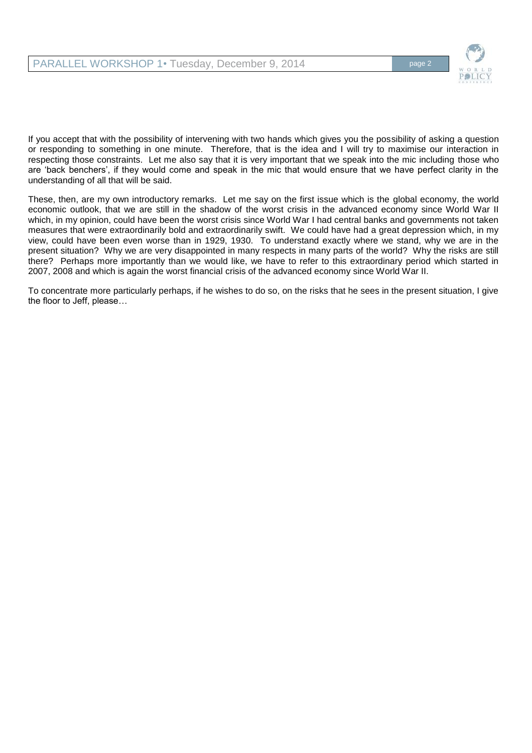If you accept that with the possibility of intervening with two hands which gives you the possibility of asking a question or responding to something in one minute. Therefore, that is the idea and I will try to maximise our interaction in respecting those constraints. Let me also say that it is very important that we speak into the mic including those who are 'back benchers', if they would come and speak in the mic that would ensure that we have perfect clarity in the understanding of all that will be said.

These, then, are my own introductory remarks. Let me say on the first issue which is the global economy, the world economic outlook, that we are still in the shadow of the worst crisis in the advanced economy since World War II which, in my opinion, could have been the worst crisis since World War I had central banks and governments not taken measures that were extraordinarily bold and extraordinarily swift. We could have had a great depression which, in my view, could have been even worse than in 1929, 1930. To understand exactly where we stand, why we are in the present situation? Why we are very disappointed in many respects in many parts of the world? Why the risks are still there? Perhaps more importantly than we would like, we have to refer to this extraordinary period which started in 2007, 2008 and which is again the worst financial crisis of the advanced economy since World War II.

To concentrate more particularly perhaps, if he wishes to do so, on the risks that he sees in the present situation, I give the floor to Jeff, please…